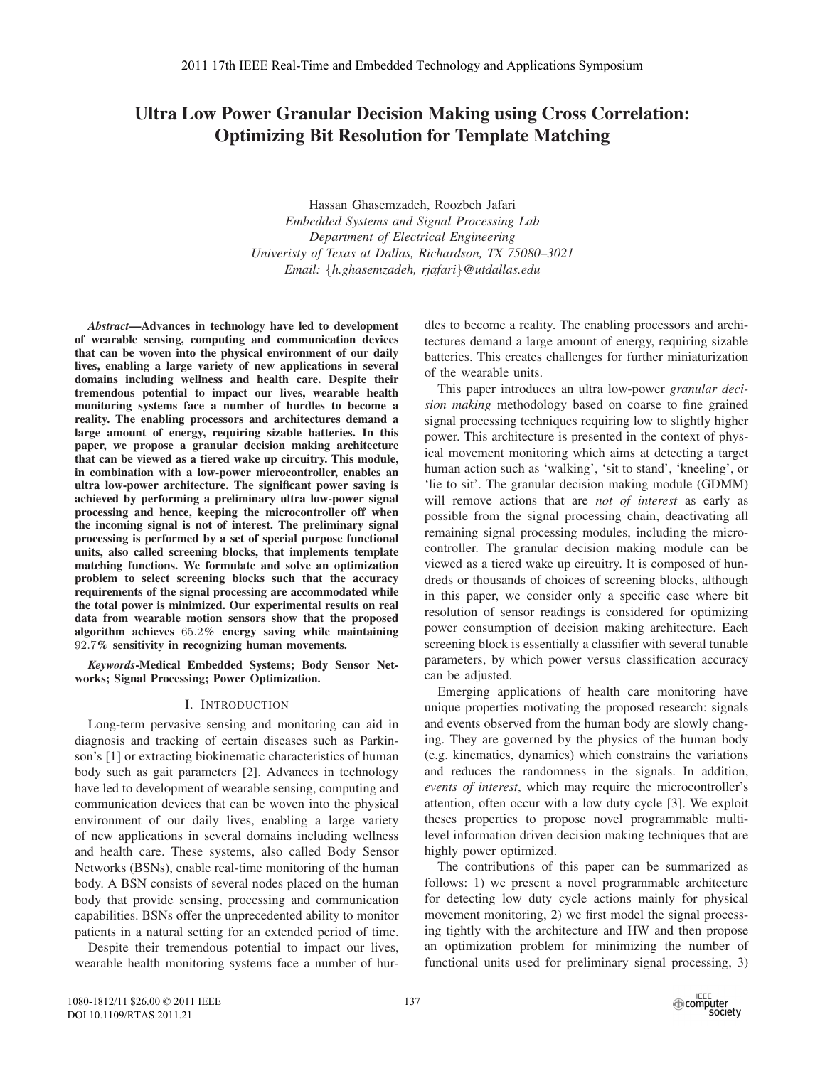# Ultra Low Power Granular Decision Making using Cross Correlation: Optimizing Bit Resolution for Template Matching

Hassan Ghasemzadeh, Roozbeh Jafari
*Embedded Systems and Signal Processing Lab*
*Department of Electrical Engineering*
*Univeristy of Texas at Dallas, Richardson, TX 75080–3021*
*Email: {h.ghasemzadeh, rjafari}@utdallas.edu*

***Abstract*—Advances in technology have led to development of wearable sensing, computing and communication devices that can be woven into the physical environment of our daily lives, enabling a large variety of new applications in several domains including wellness and health care. Despite their tremendous potential to impact our lives, wearable health monitoring systems face a number of hurdles to become a reality. The enabling processors and architectures demand a large amount of energy, requiring sizable batteries. In this paper, we propose a granular decision making architecture that can be viewed as a tiered wake up circuitry. This module, in combination with a low-power microcontroller, enables an ultra low-power architecture. The significant power saving is achieved by performing a preliminary ultra low-power signal processing and hence, keeping the microcontroller off when the incoming signal is not of interest. The preliminary signal processing is performed by a set of special purpose functional units, also called screening blocks, that implements template matching functions. We formulate and solve an optimization problem to select screening blocks such that the accuracy requirements of the signal processing are accommodated while the total power is minimized. Our experimental results on real data from wearable motion sensors show that the proposed algorithm achieves $65.2$% energy saving while maintaining $92.7$% sensitivity in recognizing human movements.**

***Keywords*-Medical Embedded Systems; Body Sensor Networks; Signal Processing; Power Optimization.**

## I. Introduction

Long-term pervasive sensing and monitoring can aid in diagnosis and tracking of certain diseases such as Parkinson's [1] or extracting biokinematic characteristics of human body such as gait parameters [2]. Advances in technology have led to development of wearable sensing, computing and communication devices that can be woven into the physical environment of our daily lives, enabling a large variety of new applications in several domains including wellness and health care. These systems, also called Body Sensor Networks (BSNs), enable real-time monitoring of the human body. A BSN consists of several nodes placed on the human body that provide sensing, processing and communication capabilities. BSNs offer the unprecedented ability to monitor patients in a natural setting for an extended period of time.

Despite their tremendous potential to impact our lives, wearable health monitoring systems face a number of hurdles to become a reality. The enabling processors and architectures demand a large amount of energy, requiring sizable batteries. This creates challenges for further miniaturization of the wearable units.

This paper introduces an ultra low-power *granular decision making* methodology based on coarse to fine grained signal processing techniques requiring low to slightly higher power. This architecture is presented in the context of physical movement monitoring which aims at detecting a target human action such as 'walking', 'sit to stand', 'kneeling', or 'lie to sit'. The granular decision making module (GDMM) will remove actions that are *not of interest* as early as possible from the signal processing chain, deactivating all remaining signal processing modules, including the microcontroller. The granular decision making module can be viewed as a tiered wake up circuitry. It is composed of hundreds or thousands of choices of screening blocks, although in this paper, we consider only a specific case where bit resolution of sensor readings is considered for optimizing power consumption of decision making architecture. Each screening block is essentially a classifier with several tunable parameters, by which power versus classification accuracy can be adjusted.

Emerging applications of health care monitoring have unique properties motivating the proposed research: signals and events observed from the human body are slowly changing. They are governed by the physics of the human body (e.g. kinematics, dynamics) which constrains the variations and reduces the randomness in the signals. In addition, *events of interest*, which may require the microcontroller's attention, often occur with a low duty cycle [3]. We exploit theses properties to propose novel programmable multi-level information driven decision making techniques that are highly power optimized.

The contributions of this paper can be summarized as follows: 1) we present a novel programmable architecture for detecting low duty cycle actions mainly for physical movement monitoring, 2) we first model the signal processing tightly with the architecture and HW and then propose an optimization problem for minimizing the number of functional units used for preliminary signal processing, 3)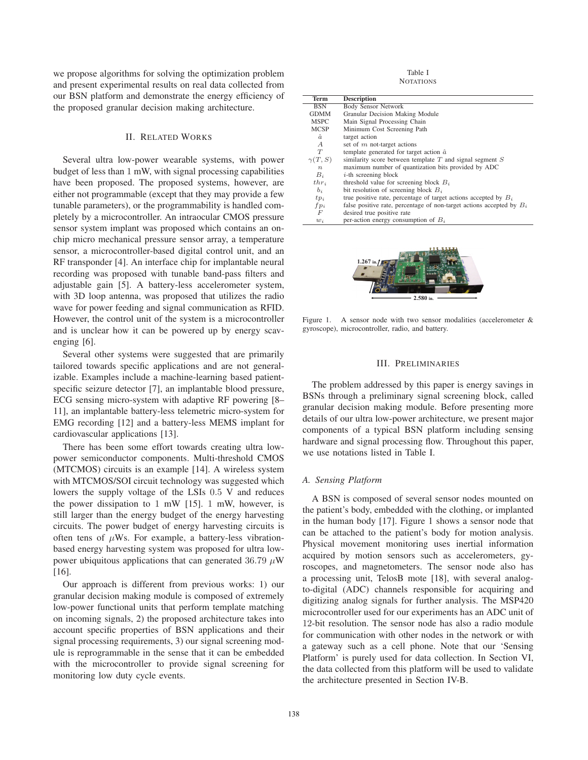we propose algorithms for solving the optimization problem and present experimental results on real data collected from our BSN platform and demonstrate the energy efficiency of the proposed granular decision making architecture.

## II. Related Works

Several ultra low-power wearable systems, with power budget of less than 1 mW, with signal processing capabilities have been proposed. The proposed systems, however, are either not programmable (except that they may provide a few tunable parameters), or the programmability is handled completely by a microcontroller. An intraocular CMOS pressure sensor system implant was proposed which contains an on-chip micro mechanical pressure sensor array, a temperature sensor, a microcontroller-based digital control unit, and an RF transponder [4]. An interface chip for implantable neural recording was proposed with tunable band-pass filters and adjustable gain [5]. A battery-less accelerometer system, with 3D loop antenna, was proposed that utilizes the radio wave for power feeding and signal communication as RFID. However, the control unit of the system is a microcontroller and is unclear how it can be powered up by energy scavenging [6].

Several other systems were suggested that are primarily tailored towards specific applications and are not generalizable. Examples include a machine-learning based patient-specific seizure detector [7], an implantable blood pressure, ECG sensing micro-system with adaptive RF powering [8–11], an implantable battery-less telemetric micro-system for EMG recording [12] and a battery-less MEMS implant for cardiovascular applications [13].

There has been some effort towards creating ultra low-power semiconductor components. Multi-threshold CMOS (MTCMOS) circuits is an example [14]. A wireless system with MTCMOS/SOI circuit technology was suggested which lowers the supply voltage of the LSIs 0.5 V and reduces the power dissipation to 1 mW [15]. 1 mW, however, is still larger than the energy budget of the energy harvesting circuits. The power budget of energy harvesting circuits is often tens of $\mu$Ws. For example, a battery-less vibration-based energy harvesting system was proposed for ultra low-power ubiquitous applications that can generated 36.79 $\mu$W [16].

Our approach is different from previous works: 1) our granular decision making module is composed of extremely low-power functional units that perform template matching on incoming signals, 2) the proposed architecture takes into account specific properties of BSN applications and their signal processing requirements, 3) our signal screening module is reprogrammable in the sense that it can be embedded with the microcontroller to provide signal screening for monitoring low duty cycle events.

Table I
Notations

| Term | Description |
|---|---|
| BSN | Body Sensor Network |
| GDMM | Granular Decision Making Module |
| MSPC | Main Signal Processing Chain |
| MCSP | Minimum Cost Screening Path |
| $\hat{a}$ | target action |
| $A$ | set of $m$ not-target actions |
| $T$ | template generated for target action $\hat{a}$ |
| $\gamma(T, S)$ | similarity score between template $T$ and signal segment $S$ |
| $n$ | maximum number of quantization bits provided by ADC |
| $B_i$ | $i$-th screening block |
| $thr_i$ | threshold value for screening block $B_i$ |
| $b_i$ | bit resolution of screening block $B_i$ |
| $tp_i$ | true positive rate, percentage of target actions accepted by $B_i$ |
| $fp_i$ | false positive rate, percentage of non-target actions accepted by $B_i$ |
| $F$ | desired true positive rate |
| $w_i$ | per-action energy consumption of $B_i$ |

Figure 1. A sensor node with two sensor modalities (accelerometer & gyroscope), microcontroller, radio, and battery.

## III. Preliminaries

The problem addressed by this paper is energy savings in BSNs through a preliminary signal screening block, called granular decision making module. Before presenting more details of our ultra low-power architecture, we present major components of a typical BSN platform including sensing hardware and signal processing flow. Throughout this paper, we use notations listed in Table I.

### A. Sensing Platform

A BSN is composed of several sensor nodes mounted on the patient's body, embedded with the clothing, or implanted in the human body [17]. Figure 1 shows a sensor node that can be attached to the patient's body for motion analysis. Physical movement monitoring uses inertial information acquired by motion sensors such as accelerometers, gyroscopes, and magnetometers. The sensor node also has a processing unit, TelosB mote [18], with several analog-to-digital (ADC) channels responsible for acquiring and digitizing analog signals for further analysis. The MSP420 microcontroller used for our experiments has an ADC unit of 12-bit resolution. The sensor node has also a radio module for communication with other nodes in the network or with a gateway such as a cell phone. Note that our 'Sensing Platform' is purely used for data collection. In Section VI, the data collected from this platform will be used to validate the architecture presented in Section IV-B.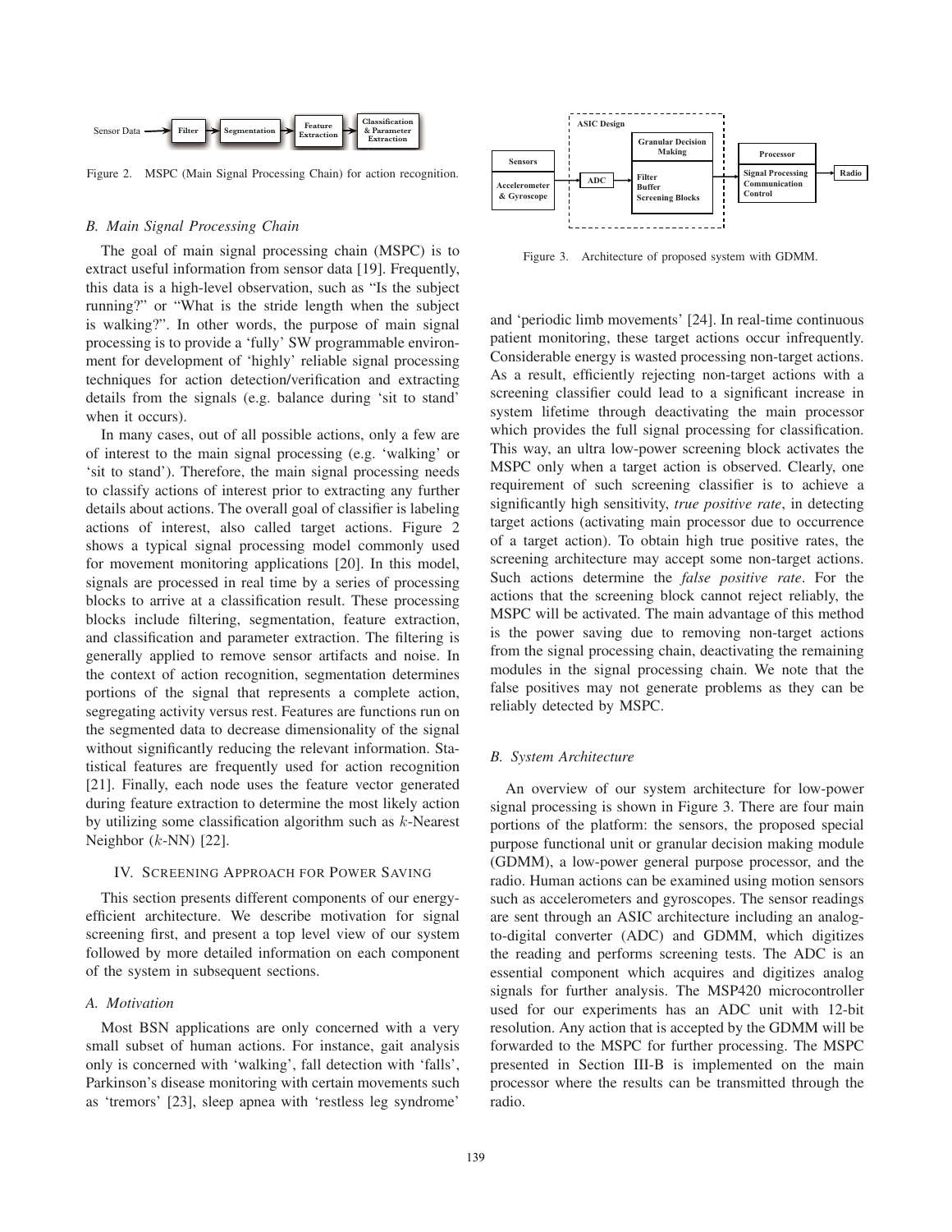Sensor Data → Filter → Segmentation → Feature Extraction → Classification & Parameter Extraction

Figure 2. MSPC (Main Signal Processing Chain) for action recognition.

### B. Main Signal Processing Chain

The goal of main signal processing chain (MSPC) is to extract useful information from sensor data [19]. Frequently, this data is a high-level observation, such as "Is the subject running?" or "What is the stride length when the subject is walking?". In other words, the purpose of main signal processing is to provide a 'fully' SW programmable environment for development of 'highly' reliable signal processing techniques for action detection/verification and extracting details from the signals (e.g. balance during 'sit to stand' when it occurs).

In many cases, out of all possible actions, only a few are of interest to the main signal processing (e.g. 'walking' or 'sit to stand'). Therefore, the main signal processing needs to classify actions of interest prior to extracting any further details about actions. The overall goal of classifier is labeling actions of interest, also called target actions. Figure 2 shows a typical signal processing model commonly used for movement monitoring applications [20]. In this model, signals are processed in real time by a series of processing blocks to arrive at a classification result. These processing blocks include filtering, segmentation, feature extraction, and classification and parameter extraction. The filtering is generally applied to remove sensor artifacts and noise. In the context of action recognition, segmentation determines portions of the signal that represents a complete action, segregating activity versus rest. Features are functions run on the segmented data to decrease dimensionality of the signal without significantly reducing the relevant information. Statistical features are frequently used for action recognition [21]. Finally, each node uses the feature vector generated during feature extraction to determine the most likely action by utilizing some classification algorithm such as $k$-Nearest Neighbor ($k$-NN) [22].

## IV. Screening Approach for Power Saving

This section presents different components of our energy-efficient architecture. We describe motivation for signal screening first, and present a top level view of our system followed by more detailed information on each component of the system in subsequent sections.

### A. Motivation

Most BSN applications are only concerned with a very small subset of human actions. For instance, gait analysis only is concerned with 'walking', fall detection with 'falls', Parkinson's disease monitoring with certain movements such as 'tremors' [23], sleep apnea with 'restless leg syndrome' and 'periodic limb movements' [24]. In real-time continuous patient monitoring, these target actions occur infrequently. Considerable energy is wasted processing non-target actions. As a result, efficiently rejecting non-target actions with a screening classifier could lead to a significant increase in system lifetime through deactivating the main processor which provides the full signal processing for classification. This way, an ultra low-power screening block activates the MSPC only when a target action is observed. Clearly, one requirement of such screening classifier is to achieve a significantly high sensitivity, *true positive rate*, in detecting target actions (activating main processor due to occurrence of a target action). To obtain high true positive rates, the screening architecture may accept some non-target actions. Such actions determine the *false positive rate*. For the actions that the screening block cannot reject reliably, the MSPC will be activated. The main advantage of this method is the power saving due to removing non-target actions from the signal processing chain, deactivating the remaining modules in the signal processing chain. We note that the false positives may not generate problems as they can be reliably detected by MSPC.

ASIC Design

Granular Decision Making

Sensors

Accelerometer & Gyroscope

ADC

Filter
Buffer
Screening Blocks

Processor

Signal Processing
Communication
Control

Radio

Figure 3. Architecture of proposed system with GDMM.

### B. System Architecture

An overview of our system architecture for low-power signal processing is shown in Figure 3. There are four main portions of the platform: the sensors, the proposed special purpose functional unit or granular decision making module (GDMM), a low-power general purpose processor, and the radio. Human actions can be examined using motion sensors such as accelerometers and gyroscopes. The sensor readings are sent through an ASIC architecture including an analog-to-digital converter (ADC) and GDMM, which digitizes the reading and performs screening tests. The ADC is an essential component which acquires and digitizes analog signals for further analysis. The MSP420 microcontroller used for our experiments has an ADC unit with 12-bit resolution. Any action that is accepted by the GDMM will be forwarded to the MSPC for further processing. The MSPC presented in Section III-B is implemented on the main processor where the results can be transmitted through the radio.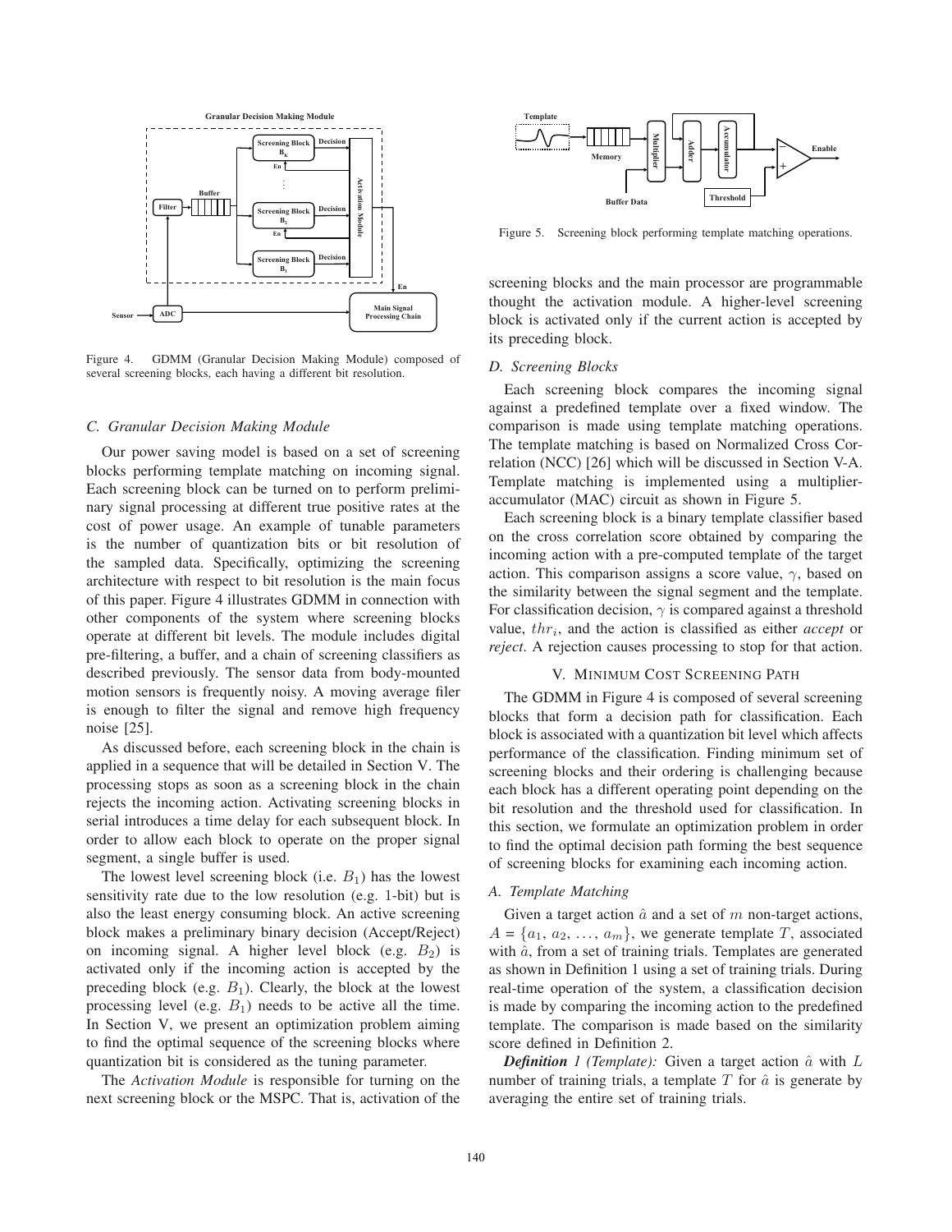Figure 4. GDMM (Granular Decision Making Module) composed of several screening blocks, each having a different bit resolution.

### C. Granular Decision Making Module

Our power saving model is based on a set of screening blocks performing template matching on incoming signal. Each screening block can be turned on to perform preliminary signal processing at different true positive rates at the cost of power usage. An example of tunable parameters is the number of quantization bits or bit resolution of the sampled data. Specifically, optimizing the screening architecture with respect to bit resolution is the main focus of this paper. Figure 4 illustrates GDMM in connection with other components of the system where screening blocks operate at different bit levels. The module includes digital pre-filtering, a buffer, and a chain of screening classifiers as described previously. The sensor data from body-mounted motion sensors is frequently noisy. A moving average filer is enough to filter the signal and remove high frequency noise [25].

As discussed before, each screening block in the chain is applied in a sequence that will be detailed in Section V. The processing stops as soon as a screening block in the chain rejects the incoming action. Activating screening blocks in serial introduces a time delay for each subsequent block. In order to allow each block to operate on the proper signal segment, a single buffer is used.

The lowest level screening block (i.e. $B_1$) has the lowest sensitivity rate due to the low resolution (e.g. 1-bit) but is also the least energy consuming block. An active screening block makes a preliminary binary decision (Accept/Reject) on incoming signal. A higher level block (e.g. $B_2$) is activated only if the incoming action is accepted by the preceding block (e.g. $B_1$). Clearly, the block at the lowest processing level (e.g. $B_1$) needs to be active all the time. In Section V, we present an optimization problem aiming to find the optimal sequence of the screening blocks where quantization bit is considered as the tuning parameter.

The *Activation Module* is responsible for turning on the next screening block or the MSPC. That is, activation of the screening blocks and the main processor are programmable thought the activation module. A higher-level screening block is activated only if the current action is accepted by its preceding block.

Figure 5. Screening block performing template matching operations.

### D. Screening Blocks

Each screening block compares the incoming signal against a predefined template over a fixed window. The comparison is made using template matching operations. The template matching is based on Normalized Cross Correlation (NCC) [26] which will be discussed in Section V-A. Template matching is implemented using a multiplier-accumulator (MAC) circuit as shown in Figure 5.

Each screening block is a binary template classifier based on the cross correlation score obtained by comparing the incoming action with a pre-computed template of the target action. This comparison assigns a score value, $\gamma$, based on the similarity between the signal segment and the template. For classification decision, $\gamma$ is compared against a threshold value, $thr_i$, and the action is classified as either *accept* or *reject*. A rejection causes processing to stop for that action.

## V. Minimum Cost Screening Path

The GDMM in Figure 4 is composed of several screening blocks that form a decision path for classification. Each block is associated with a quantization bit level which affects performance of the classification. Finding minimum set of screening blocks and their ordering is challenging because each block has a different operating point depending on the bit resolution and the threshold used for classification. In this section, we formulate an optimization problem in order to find the optimal decision path forming the best sequence of screening blocks for examining each incoming action.

### A. Template Matching

Given a target action $\hat{a}$ and a set of $m$ non-target actions, $A = \{a_1, a_2, \ldots, a_m\}$, we generate template $T$, associated with $\hat{a}$, from a set of training trials. Templates are generated as shown in Definition 1 using a set of training trials. During real-time operation of the system, a classification decision is made by comparing the incoming action to the predefined template. The comparison is made based on the similarity score defined in Definition 2.

***Definition** 1 (Template):* Given a target action $\hat{a}$ with $L$ number of training trials, a template $T$ for $\hat{a}$ is generate by averaging the entire set of training trials.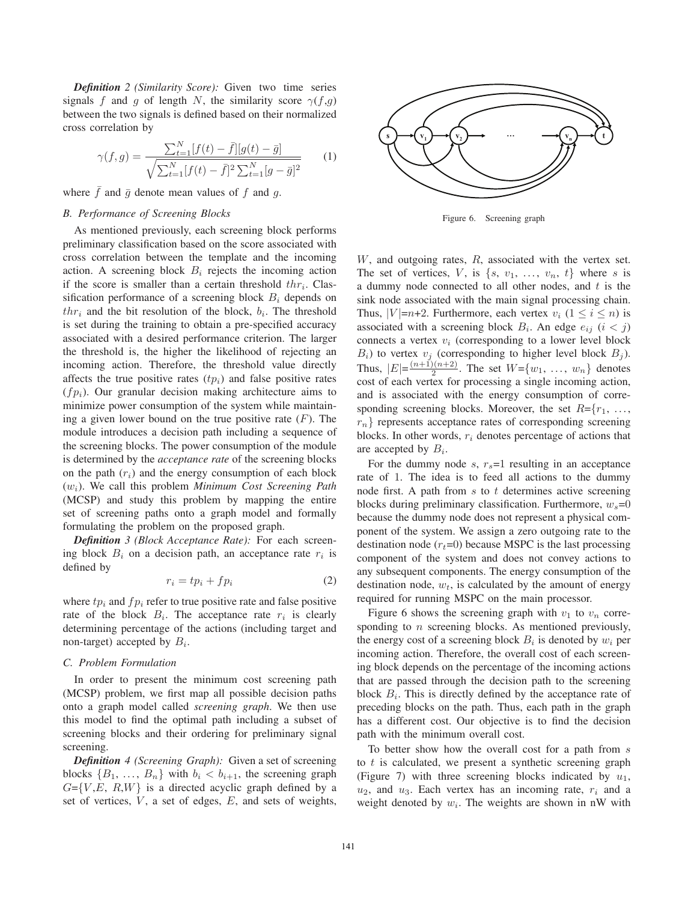***Definition 2 (Similarity Score):*** Given two time series signals $f$ and $g$ of length $N$, the similarity score $\gamma(f,g)$ between the two signals is defined based on their normalized cross correlation by

$$\gamma(f,g) = \frac{\sum_{t=1}^{N}[f(t)-\bar{f}][g(t)-\bar{g}]}{\sqrt{\sum_{t=1}^{N}[f(t)-\bar{f}]^2 \sum_{t=1}^{N}[g-\bar{g}]^2}} \quad (1)$$

where $\bar{f}$ and $\bar{g}$ denote mean values of $f$ and $g$.

### B. Performance of Screening Blocks

As mentioned previously, each screening block performs preliminary classification based on the score associated with cross correlation between the template and the incoming action. A screening block $B_i$ rejects the incoming action if the score is smaller than a certain threshold $thr_i$. Classification performance of a screening block $B_i$ depends on $thr_i$ and the bit resolution of the block, $b_i$. The threshold is set during the training to obtain a pre-specified accuracy associated with a desired performance criterion. The larger the threshold is, the higher the likelihood of rejecting an incoming action. Therefore, the threshold value directly affects the true positive rates ($tp_i$) and false positive rates ($fp_i$). Our granular decision making architecture aims to minimize power consumption of the system while maintaining a given lower bound on the true positive rate ($F$). The module introduces a decision path including a sequence of the screening blocks. The power consumption of the module is determined by the *acceptance rate* of the screening blocks on the path ($r_i$) and the energy consumption of each block ($w_i$). We call this problem *Minimum Cost Screening Path* (MCSP) and study this problem by mapping the entire set of screening paths onto a graph model and formally formulating the problem on the proposed graph.

***Definition 3 (Block Acceptance Rate):*** For each screening block $B_i$ on a decision path, an acceptance rate $r_i$ is defined by

$$r_i = tp_i + fp_i \quad (2)$$

where $tp_i$ and $fp_i$ refer to true positive rate and false positive rate of the block $B_i$. The acceptance rate $r_i$ is clearly determining percentage of the actions (including target and non-target) accepted by $B_i$.

### C. Problem Formulation

In order to present the minimum cost screening path (MCSP) problem, we first map all possible decision paths onto a graph model called *screening graph*. We then use this model to find the optimal path including a subset of screening blocks and their ordering for preliminary signal screening.

***Definition 4 (Screening Graph):*** Given a set of screening blocks $\{B_1, \ldots, B_n\}$ with $b_i < b_{i+1}$, the screening graph $G$=$\{V, E, R, W\}$ is a directed acyclic graph defined by a set of vertices, $V$, a set of edges, $E$, and sets of weights, $W$, and outgoing rates, $R$, associated with the vertex set. The set of vertices, $V$, is $\{s, v_1, \ldots, v_n, t\}$ where $s$ is a dummy node connected to all other nodes, and $t$ is the sink node associated with the main signal processing chain. Thus, $|V|$=$n$+2. Furthermore, each vertex $v_i$ ($1 \leq i \leq n$) is associated with a screening block $B_i$. An edge $e_{ij}$ ($i < j$) connects a vertex $v_i$ (corresponding to a lower level block $B_i$) to vertex $v_j$ (corresponding to higher level block $B_j$). Thus, $|E|$=$\frac{(n+1)(n+2)}{2}$. The set $W$=$\{w_1, \ldots, w_n\}$ denotes cost of each vertex for processing a single incoming action, and is associated with the energy consumption of corresponding screening blocks. Moreover, the set $R$=$\{r_1, \ldots, r_n\}$ represents acceptance rates of corresponding screening blocks. In other words, $r_i$ denotes percentage of actions that are accepted by $B_i$.

Figure 6. Screening graph

For the dummy node $s$, $r_s$=1 resulting in an acceptance rate of 1. The idea is to feed all actions to the dummy node first. A path from $s$ to $t$ determines active screening blocks during preliminary classification. Furthermore, $w_s$=0 because the dummy node does not represent a physical component of the system. We assign a zero outgoing rate to the destination node ($r_t$=0) because MSPC is the last processing component of the system and does not convey actions to any subsequent components. The energy consumption of the destination node, $w_t$, is calculated by the amount of energy required for running MSPC on the main processor.

Figure 6 shows the screening graph with $v_1$ to $v_n$ corresponding to $n$ screening blocks. As mentioned previously, the energy cost of a screening block $B_i$ is denoted by $w_i$ per incoming action. Therefore, the overall cost of each screening block depends on the percentage of the incoming actions that are passed through the decision path to the screening block $B_i$. This is directly defined by the acceptance rate of preceding blocks on the path. Thus, each path in the graph has a different cost. Our objective is to find the decision path with the minimum overall cost.

To better show how the overall cost for a path from $s$ to $t$ is calculated, we present a synthetic screening graph (Figure 7) with three screening blocks indicated by $u_1$, $u_2$, and $u_3$. Each vertex has an incoming rate, $r_i$ and a weight denoted by $w_i$. The weights are shown in nW with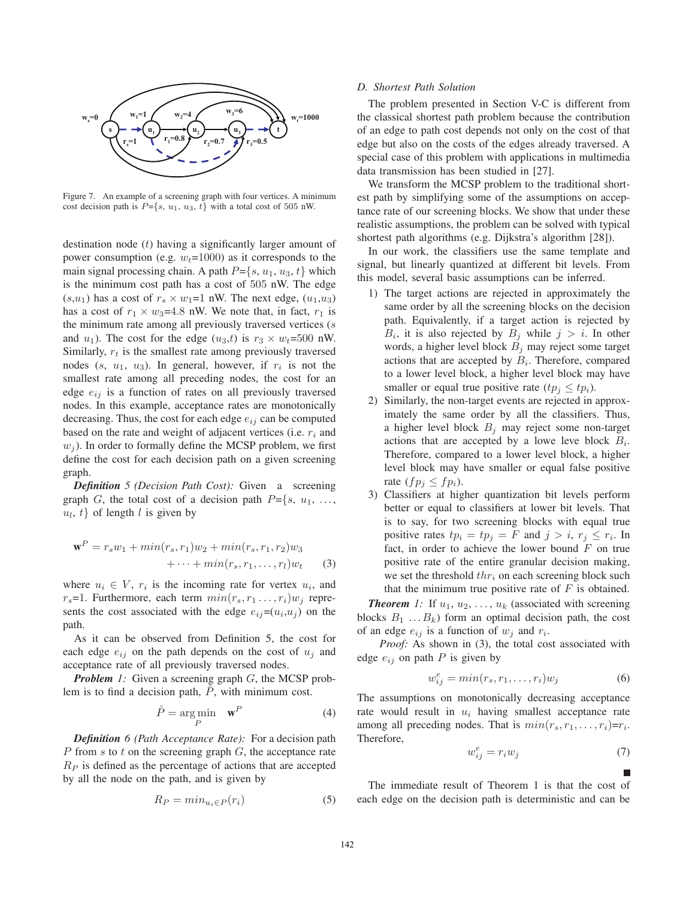Figure 7. An example of a screening graph with four vertices. A minimum cost decision path is $P$={$s$, $u_1$, $u_3$, $t$} with a total cost of 505 nW.

destination node ($t$) having a significantly larger amount of power consumption (e.g. $w_t$=1000) as it corresponds to the main signal processing chain. A path $P$={$s$, $u_1$, $u_3$, $t$} which is the minimum cost path has a cost of 505 nW. The edge ($s$,$u_1$) has a cost of $r_s \times w_1$=1 nW. The next edge, ($u_1$,$u_3$) has a cost of $r_1 \times w_3$=4.8 nW. We note that, in fact, $r_1$ is the minimum rate among all previously traversed vertices ($s$ and $u_1$). The cost for the edge ($u_3$,$t$) is $r_3 \times w_t$=500 nW. Similarly, $r_t$ is the smallest rate among previously traversed nodes ($s$, $u_1$, $u_3$). In general, however, if $r_i$ is not the smallest rate among all preceding nodes, the cost for an edge $e_{ij}$ is a function of rates on all previously traversed nodes. In this example, acceptance rates are monotonically decreasing. Thus, the cost for each edge $e_{ij}$ can be computed based on the rate and weight of adjacent vertices (i.e. $r_i$ and $w_j$). In order to formally define the MCSP problem, we first define the cost for each decision path on a given screening graph.

***Definition** 5 (Decision Path Cost):* Given a screening graph $G$, the total cost of a decision path $P$={$s$, $u_1$, ..., $u_l$, $t$} of length $l$ is given by

$$\mathbf{w}^P = r_s w_1 + min(r_s, r_1) w_2 + min(r_s, r_1, r_2) w_3 + \cdots + min(r_s, r_1, \ldots, r_l) w_t \qquad (3)$$

where $u_i \in V$, $r_i$ is the incoming rate for vertex $u_i$, and $r_s$=1. Furthermore, each term $min(r_s, r_1 \ldots, r_i) w_j$ represents the cost associated with the edge $e_{ij}$=($u_i$,$u_j$) on the path.

As it can be observed from Definition 5, the cost for each edge $e_{ij}$ on the path depends on the cost of $u_j$ and acceptance rate of all previously traversed nodes.

***Problem** 1:* Given a screening graph $G$, the MCSP problem is to find a decision path, $\hat{P}$, with minimum cost.

$$\hat{P} = \underset{P}{\arg\min} \quad \mathbf{w}^P \qquad (4)$$

***Definition** 6 (Path Acceptance Rate):* For a decision path $P$ from $s$ to $t$ on the screening graph $G$, the acceptance rate $R_P$ is defined as the percentage of actions that are accepted by all the node on the path, and is given by

$$R_P = min_{u_i \in P}(r_i) \qquad (5)$$

## *D. Shortest Path Solution*

The problem presented in Section V-C is different from the classical shortest path problem because the contribution of an edge to path cost depends not only on the cost of that edge but also on the costs of the edges already traversed. A special case of this problem with applications in multimedia data transmission has been studied in [27].

We transform the MCSP problem to the traditional shortest path by simplifying some of the assumptions on acceptance rate of our screening blocks. We show that under these realistic assumptions, the problem can be solved with typical shortest path algorithms (e.g. Dijkstra's algorithm [28]).

In our work, the classifiers use the same template and signal, but linearly quantized at different bit levels. From this model, several basic assumptions can be inferred.

1) The target actions are rejected in approximately the same order by all the screening blocks on the decision path. Equivalently, if a target action is rejected by $B_i$, it is also rejected by $B_j$ while $j > i$. In other words, a higher level block $B_j$ may reject some target actions that are accepted by $B_i$. Therefore, compared to a lower level block, a higher level block may have smaller or equal true positive rate ($tp_j \leq tp_i$).
2) Similarly, the non-target events are rejected in approximately the same order by all the classifiers. Thus, a higher level block $B_j$ may reject some non-target actions that are accepted by a lowe leve block $B_i$. Therefore, compared to a lower level block, a higher level block may have smaller or equal false positive rate ($fp_j \leq fp_i$).
3) Classifiers at higher quantization bit levels perform better or equal to classifiers at lower bit levels. That is to say, for two screening blocks with equal true positive rates $tp_i = tp_j = F$ and $j > i$, $r_j \leq r_i$. In fact, in order to achieve the lower bound $F$ on true positive rate of the entire granular decision making, we set the threshold $thr_i$ on each screening block such that the minimum true positive rate of $F$ is obtained.

***Theorem** 1:* If $u_1$, $u_2$, ..., $u_k$ (associated with screening blocks $B_1 \ldots B_k$) form an optimal decision path, the cost of an edge $e_{ij}$ is a function of $w_j$ and $r_i$.

*Proof:* As shown in (3), the total cost associated with edge $e_{ij}$ on path $P$ is given by

$$w_{ij}^e = min(r_s, r_1, \ldots, r_i) w_j \qquad (6)$$

The assumptions on monotonically decreasing acceptance rate would result in $u_i$ having smallest acceptance rate among all preceding nodes. That is $min(r_s, r_1, \ldots, r_i)$=$r_i$. Therefore,

$$w_{ij}^e = r_i w_j \qquad (7)$$

■

The immediate result of Theorem 1 is that the cost of each edge on the decision path is deterministic and can be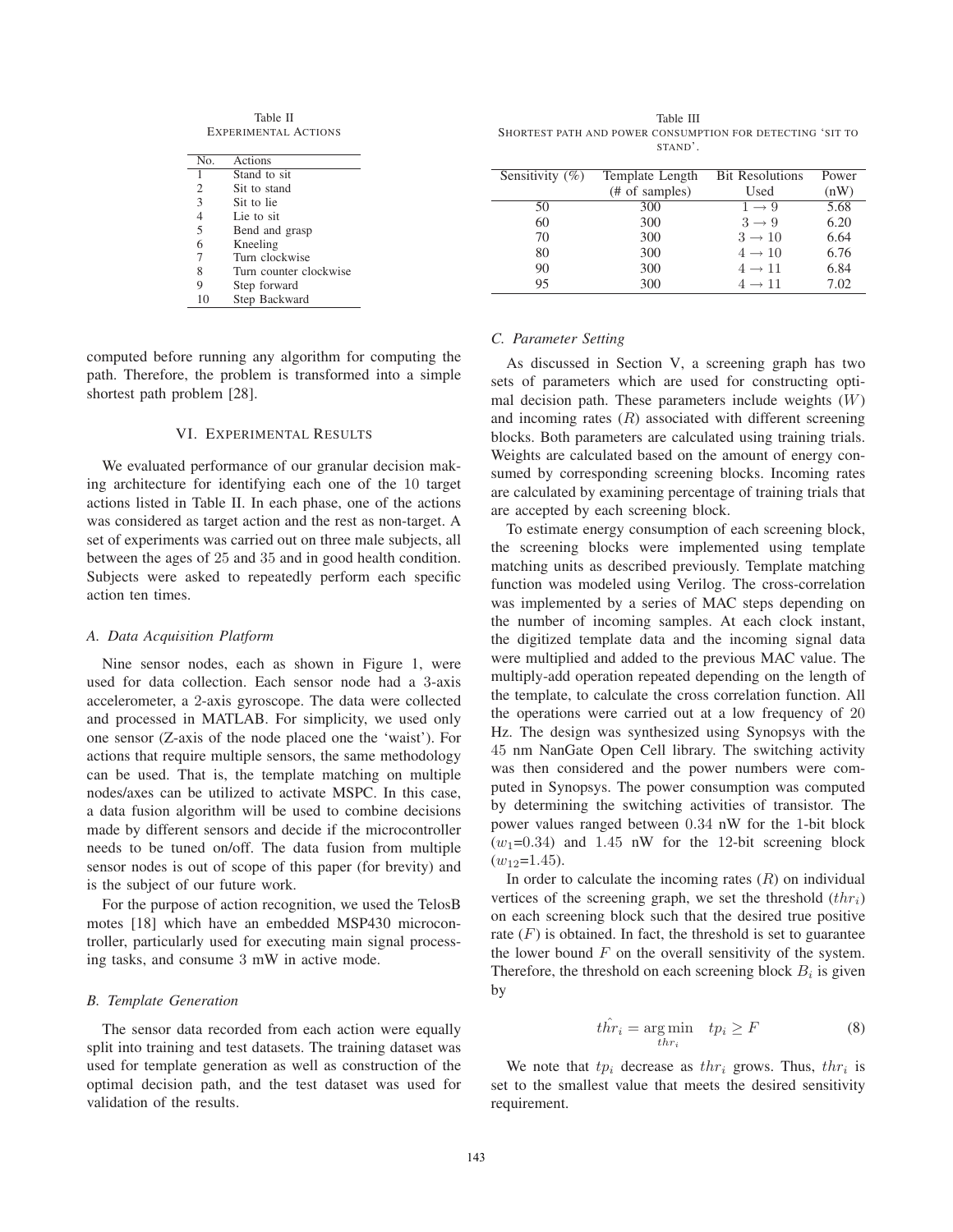Table II
EXPERIMENTAL ACTIONS

| No. | Actions |
|---|---|
| 1 | Stand to sit |
| 2 | Sit to stand |
| 3 | Sit to lie |
| 4 | Lie to sit |
| 5 | Bend and grasp |
| 6 | Kneeling |
| 7 | Turn clockwise |
| 8 | Turn counter clockwise |
| 9 | Step forward |
| 10 | Step Backward |

computed before running any algorithm for computing the path. Therefore, the problem is transformed into a simple shortest path problem [28].

## VI. EXPERIMENTAL RESULTS

We evaluated performance of our granular decision making architecture for identifying each one of the 10 target actions listed in Table II. In each phase, one of the actions was considered as target action and the rest as non-target. A set of experiments was carried out on three male subjects, all between the ages of 25 and 35 and in good health condition. Subjects were asked to repeatedly perform each specific action ten times.

### A. Data Acquisition Platform

Nine sensor nodes, each as shown in Figure 1, were used for data collection. Each sensor node had a 3-axis accelerometer, a 2-axis gyroscope. The data were collected and processed in MATLAB. For simplicity, we used only one sensor (Z-axis of the node placed one the 'waist'). For actions that require multiple sensors, the same methodology can be used. That is, the template matching on multiple nodes/axes can be utilized to activate MSPC. In this case, a data fusion algorithm will be used to combine decisions made by different sensors and decide if the microcontroller needs to be tuned on/off. The data fusion from multiple sensor nodes is out of scope of this paper (for brevity) and is the subject of our future work.

For the purpose of action recognition, we used the TelosB motes [18] which have an embedded MSP430 microcontroller, particularly used for executing main signal processing tasks, and consume 3 mW in active mode.

### B. Template Generation

The sensor data recorded from each action were equally split into training and test datasets. The training dataset was used for template generation as well as construction of the optimal decision path, and the test dataset was used for validation of the results.

Table III
SHORTEST PATH AND POWER CONSUMPTION FOR DETECTING 'SIT TO STAND'.

| Sensitivity (%) | Template Length (# of samples) | Bit Resolutions Used | Power (nW) |
|---|---|---|---|
| 50 | 300 | $1 \rightarrow 9$ | 5.68 |
| 60 | 300 | $3 \rightarrow 9$ | 6.20 |
| 70 | 300 | $3 \rightarrow 10$ | 6.64 |
| 80 | 300 | $4 \rightarrow 10$ | 6.76 |
| 90 | 300 | $4 \rightarrow 11$ | 6.84 |
| 95 | 300 | $4 \rightarrow 11$ | 7.02 |

### C. Parameter Setting

As discussed in Section V, a screening graph has two sets of parameters which are used for constructing optimal decision path. These parameters include weights ($W$) and incoming rates ($R$) associated with different screening blocks. Both parameters are calculated using training trials. Weights are calculated based on the amount of energy consumed by corresponding screening blocks. Incoming rates are calculated by examining percentage of training trials that are accepted by each screening block.

To estimate energy consumption of each screening block, the screening blocks were implemented using template matching units as described previously. Template matching function was modeled using Verilog. The cross-correlation was implemented by a series of MAC steps depending on the number of incoming samples. At each clock instant, the digitized template data and the incoming signal data were multiplied and added to the previous MAC value. The multiply-add operation repeated depending on the length of the template, to calculate the cross correlation function. All the operations were carried out at a low frequency of 20 Hz. The design was synthesized using Synopsys with the 45 nm NanGate Open Cell library. The switching activity was then considered and the power numbers were computed in Synopsys. The power consumption was computed by determining the switching activities of transistor. The power values ranged between 0.34 nW for the 1-bit block ($w_1$=0.34) and 1.45 nW for the 12-bit screening block ($w_{12}$=1.45).

In order to calculate the incoming rates ($R$) on individual vertices of the screening graph, we set the threshold ($thr_i$) on each screening block such that the desired true positive rate ($F$) is obtained. In fact, the threshold is set to guarantee the lower bound $F$ on the overall sensitivity of the system. Therefore, the threshold on each screening block $B_i$ is given by

$$\hat{thr_i} = \underset{thr_i}{\arg\min} \quad tp_i \geq F \tag{8}$$

We note that $tp_i$ decrease as $thr_i$ grows. Thus, $thr_i$ is set to the smallest value that meets the desired sensitivity requirement.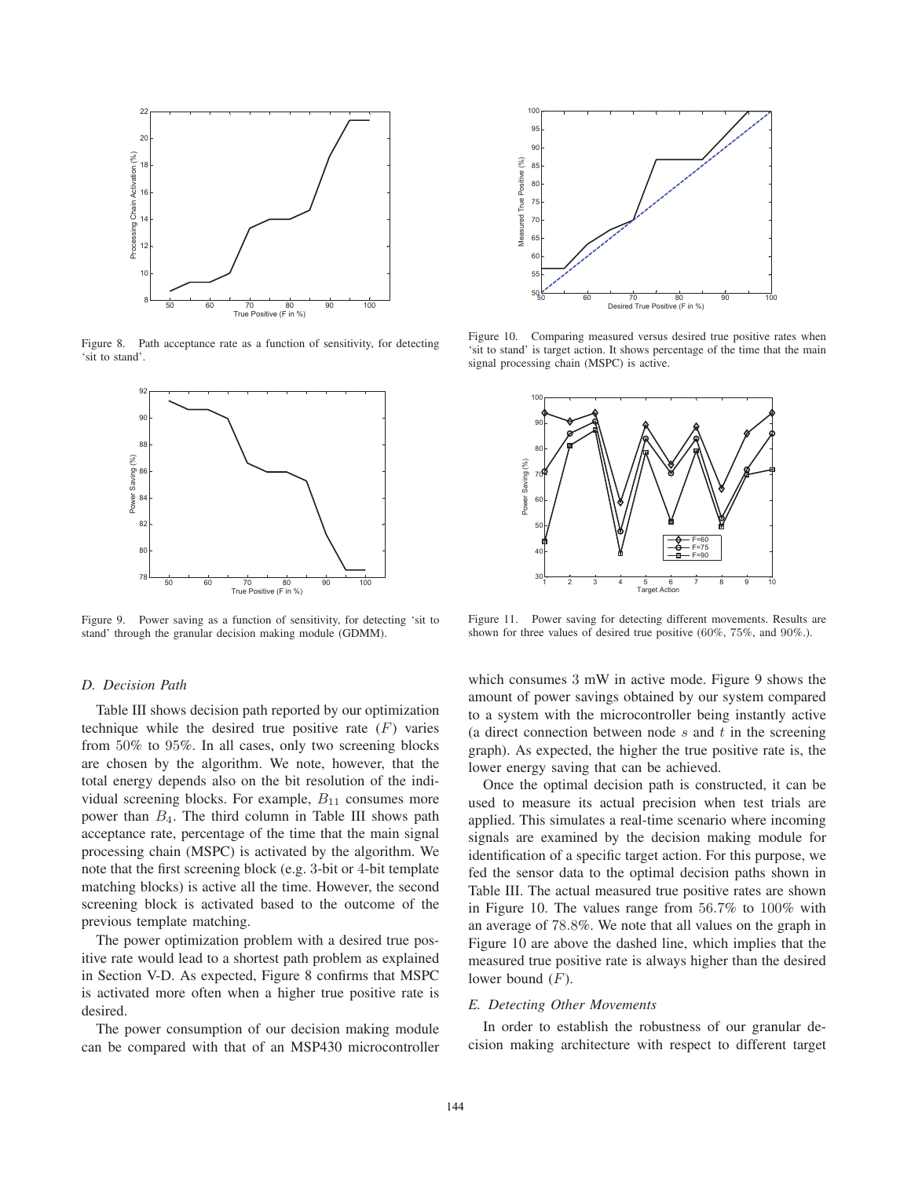Figure 8. Path acceptance rate as a function of sensitivity, for detecting 'sit to stand'.

Figure 9. Power saving as a function of sensitivity, for detecting 'sit to stand' through the granular decision making module (GDMM).

Figure 10. Comparing measured versus desired true positive rates when 'sit to stand' is target action. It shows percentage of the time that the main signal processing chain (MSPC) is active.

Figure 11. Power saving for detecting different movements. Results are shown for three values of desired true positive (60%, 75%, and 90%.).

### D. Decision Path

Table III shows decision path reported by our optimization technique while the desired true positive rate ($F$) varies from 50% to 95%. In all cases, only two screening blocks are chosen by the algorithm. We note, however, that the total energy depends also on the bit resolution of the individual screening blocks. For example, $B_{11}$ consumes more power than $B_4$. The third column in Table III shows path acceptance rate, percentage of the time that the main signal processing chain (MSPC) is activated by the algorithm. We note that the first screening block (e.g. 3-bit or 4-bit template matching blocks) is active all the time. However, the second screening block is activated based to the outcome of the previous template matching.

The power optimization problem with a desired true positive rate would lead to a shortest path problem as explained in Section V-D. As expected, Figure 8 confirms that MSPC is activated more often when a higher true positive rate is desired.

The power consumption of our decision making module can be compared with that of an MSP430 microcontroller which consumes 3 mW in active mode. Figure 9 shows the amount of power savings obtained by our system compared to a system with the microcontroller being instantly active (a direct connection between node $s$ and $t$ in the screening graph). As expected, the higher the true positive rate is, the lower energy saving that can be achieved.

Once the optimal decision path is constructed, it can be used to measure its actual precision when test trials are applied. This simulates a real-time scenario where incoming signals are examined by the decision making module for identification of a specific target action. For this purpose, we fed the sensor data to the optimal decision paths shown in Table III. The actual measured true positive rates are shown in Figure 10. The values range from 56.7% to 100% with an average of 78.8%. We note that all values on the graph in Figure 10 are above the dashed line, which implies that the measured true positive rate is always higher than the desired lower bound ($F$).

### E. Detecting Other Movements

In order to establish the robustness of our granular decision making architecture with respect to different target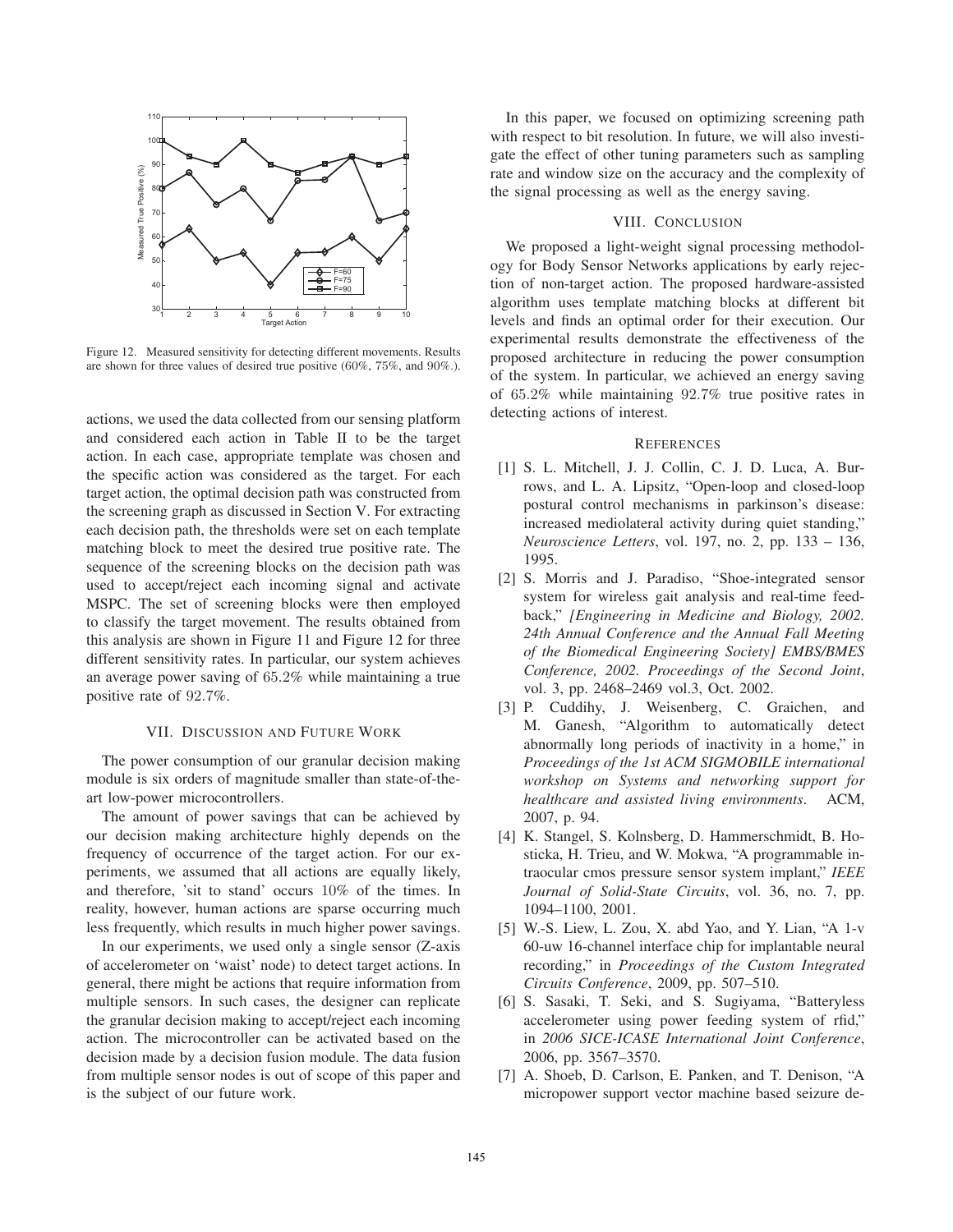110
100
90
80
70
60
50
40
30
Measured True Positive (%)
1 2 3 4 5 6 7 8 9 10
Target Action
F=60
F=75
F=90

Figure 12. Measured sensitivity for detecting different movements. Results are shown for three values of desired true positive (60%, 75%, and 90%.).

actions, we used the data collected from our sensing platform and considered each action in Table II to be the target action. In each case, appropriate template was chosen and the specific action was considered as the target. For each target action, the optimal decision path was constructed from the screening graph as discussed in Section V. For extracting each decision path, the thresholds were set on each template matching block to meet the desired true positive rate. The sequence of the screening blocks on the decision path was used to accept/reject each incoming signal and activate MSPC. The set of screening blocks were then employed to classify the target movement. The results obtained from this analysis are shown in Figure 11 and Figure 12 for three different sensitivity rates. In particular, our system achieves an average power saving of 65.2% while maintaining a true positive rate of 92.7%.

## VII. Discussion and Future Work

The power consumption of our granular decision making module is six orders of magnitude smaller than state-of-the-art low-power microcontrollers.

The amount of power savings that can be achieved by our decision making architecture highly depends on the frequency of occurrence of the target action. For our experiments, we assumed that all actions are equally likely, and therefore, 'sit to stand' occurs 10% of the times. In reality, however, human actions are sparse occurring much less frequently, which results in much higher power savings.

In our experiments, we used only a single sensor (Z-axis of accelerometer on 'waist' node) to detect target actions. In general, there might be actions that require information from multiple sensors. In such cases, the designer can replicate the granular decision making to accept/reject each incoming action. The microcontroller can be activated based on the decision made by a decision fusion module. The data fusion from multiple sensor nodes is out of scope of this paper and is the subject of our future work.

In this paper, we focused on optimizing screening path with respect to bit resolution. In future, we will also investigate the effect of other tuning parameters such as sampling rate and window size on the accuracy and the complexity of the signal processing as well as the energy saving.

## VIII. Conclusion

We proposed a light-weight signal processing methodology for Body Sensor Networks applications by early rejection of non-target action. The proposed hardware-assisted algorithm uses template matching blocks at different bit levels and finds an optimal order for their execution. Our experimental results demonstrate the effectiveness of the proposed architecture in reducing the power consumption of the system. In particular, we achieved an energy saving of 65.2% while maintaining 92.7% true positive rates in detecting actions of interest.

## References

[1] S. L. Mitchell, J. J. Collin, C. J. D. Luca, A. Burrows, and L. A. Lipsitz, "Open-loop and closed-loop postural control mechanisms in parkinson's disease: increased mediolateral activity during quiet standing," *Neuroscience Letters*, vol. 197, no. 2, pp. 133 – 136, 1995.

[2] S. Morris and J. Paradiso, "Shoe-integrated sensor system for wireless gait analysis and real-time feedback," *[Engineering in Medicine and Biology, 2002. 24th Annual Conference and the Annual Fall Meeting of the Biomedical Engineering Society] EMBS/BMES Conference, 2002. Proceedings of the Second Joint*, vol. 3, pp. 2468–2469 vol.3, Oct. 2002.

[3] P. Cuddihy, J. Weisenberg, C. Graichen, and M. Ganesh, "Algorithm to automatically detect abnormally long periods of inactivity in a home," in *Proceedings of the 1st ACM SIGMOBILE international workshop on Systems and networking support for healthcare and assisted living environments*. ACM, 2007, p. 94.

[4] K. Stangel, S. Kolnsberg, D. Hammerschmidt, B. Hosticka, H. Trieu, and W. Mokwa, "A programmable intraocular cmos pressure sensor system implant," *IEEE Journal of Solid-State Circuits*, vol. 36, no. 7, pp. 1094–1100, 2001.

[5] W.-S. Liew, L. Zou, X. abd Yao, and Y. Lian, "A 1-v 60-uw 16-channel interface chip for implantable neural recording," in *Proceedings of the Custom Integrated Circuits Conference*, 2009, pp. 507–510.

[6] S. Sasaki, T. Seki, and S. Sugiyama, "Batteryless accelerometer using power feeding system of rfid," in *2006 SICE-ICASE International Joint Conference*, 2006, pp. 3567–3570.

[7] A. Shoeb, D. Carlson, E. Panken, and T. Denison, "A micropower support vector machine based seizure de-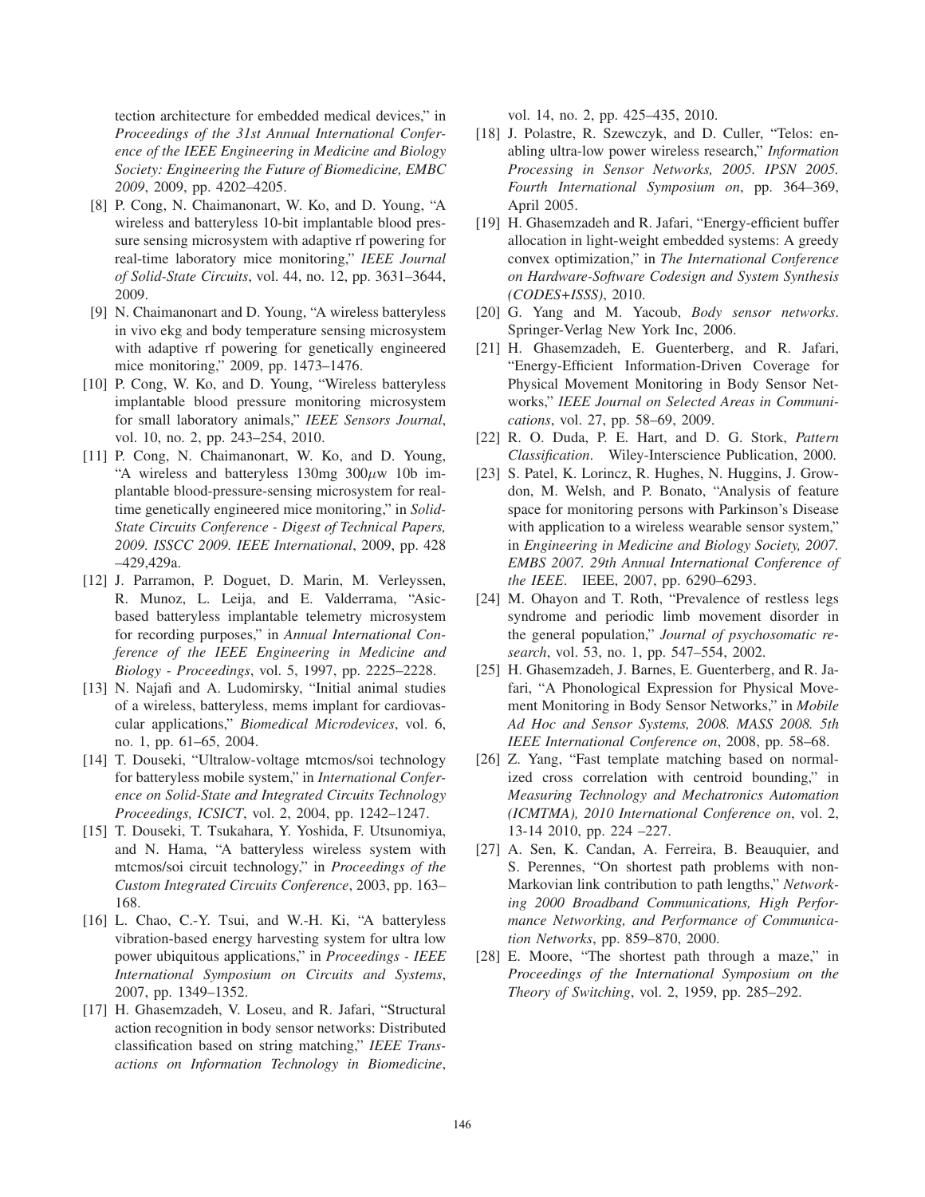tection architecture for embedded medical devices," in *Proceedings of the 31st Annual International Conference of the IEEE Engineering in Medicine and Biology Society: Engineering the Future of Biomedicine, EMBC 2009*, 2009, pp. 4202–4205.

[8] P. Cong, N. Chaimanonart, W. Ko, and D. Young, "A wireless and batteryless 10-bit implantable blood pressure sensing microsystem with adaptive rf powering for real-time laboratory mice monitoring," *IEEE Journal of Solid-State Circuits*, vol. 44, no. 12, pp. 3631–3644, 2009.

[9] N. Chaimanonart and D. Young, "A wireless batteryless in vivo ekg and body temperature sensing microsystem with adaptive rf powering for genetically engineered mice monitoring," 2009, pp. 1473–1476.

[10] P. Cong, W. Ko, and D. Young, "Wireless batteryless implantable blood pressure monitoring microsystem for small laboratory animals," *IEEE Sensors Journal*, vol. 10, no. 2, pp. 243–254, 2010.

[11] P. Cong, N. Chaimanonart, W. Ko, and D. Young, "A wireless and batteryless 130mg 300$\mu$w 10b implantable blood-pressure-sensing microsystem for real-time genetically engineered mice monitoring," in *Solid-State Circuits Conference - Digest of Technical Papers, 2009. ISSCC 2009. IEEE International*, 2009, pp. 428 –429,429a.

[12] J. Parramon, P. Doguet, D. Marin, M. Verleyssen, R. Munoz, L. Leija, and E. Valderrama, "Asic-based batteryless implantable telemetry microsystem for recording purposes," in *Annual International Conference of the IEEE Engineering in Medicine and Biology - Proceedings*, vol. 5, 1997, pp. 2225–2228.

[13] N. Najafi and A. Ludomirsky, "Initial animal studies of a wireless, batteryless, mems implant for cardiovascular applications," *Biomedical Microdevices*, vol. 6, no. 1, pp. 61–65, 2004.

[14] T. Douseki, "Ultralow-voltage mtcmos/soi technology for batteryless mobile system," in *International Conference on Solid-State and Integrated Circuits Technology Proceedings, ICSICT*, vol. 2, 2004, pp. 1242–1247.

[15] T. Douseki, T. Tsukahara, Y. Yoshida, F. Utsunomiya, and N. Hama, "A batteryless wireless system with mtcmos/soi circuit technology," in *Proceedings of the Custom Integrated Circuits Conference*, 2003, pp. 163–168.

[16] L. Chao, C.-Y. Tsui, and W.-H. Ki, "A batteryless vibration-based energy harvesting system for ultra low power ubiquitous applications," in *Proceedings - IEEE International Symposium on Circuits and Systems*, 2007, pp. 1349–1352.

[17] H. Ghasemzadeh, V. Loseu, and R. Jafari, "Structural action recognition in body sensor networks: Distributed classification based on string matching," *IEEE Transactions on Information Technology in Biomedicine*, vol. 14, no. 2, pp. 425–435, 2010.

[18] J. Polastre, R. Szewczyk, and D. Culler, "Telos: enabling ultra-low power wireless research," *Information Processing in Sensor Networks, 2005. IPSN 2005. Fourth International Symposium on*, pp. 364–369, April 2005.

[19] H. Ghasemzadeh and R. Jafari, "Energy-efficient buffer allocation in light-weight embedded systems: A greedy convex optimization," in *The International Conference on Hardware-Software Codesign and System Synthesis (CODES+ISSS)*, 2010.

[20] G. Yang and M. Yacoub, *Body sensor networks*. Springer-Verlag New York Inc, 2006.

[21] H. Ghasemzadeh, E. Guenterberg, and R. Jafari, "Energy-Efficient Information-Driven Coverage for Physical Movement Monitoring in Body Sensor Networks," *IEEE Journal on Selected Areas in Communications*, vol. 27, pp. 58–69, 2009.

[22] R. O. Duda, P. E. Hart, and D. G. Stork, *Pattern Classification*. Wiley-Interscience Publication, 2000.

[23] S. Patel, K. Lorincz, R. Hughes, N. Huggins, J. Growdon, M. Welsh, and P. Bonato, "Analysis of feature space for monitoring persons with Parkinson's Disease with application to a wireless wearable sensor system," in *Engineering in Medicine and Biology Society, 2007. EMBS 2007. 29th Annual International Conference of the IEEE*. IEEE, 2007, pp. 6290–6293.

[24] M. Ohayon and T. Roth, "Prevalence of restless legs syndrome and periodic limb movement disorder in the general population," *Journal of psychosomatic research*, vol. 53, no. 1, pp. 547–554, 2002.

[25] H. Ghasemzadeh, J. Barnes, E. Guenterberg, and R. Jafari, "A Phonological Expression for Physical Movement Monitoring in Body Sensor Networks," in *Mobile Ad Hoc and Sensor Systems, 2008. MASS 2008. 5th IEEE International Conference on*, 2008, pp. 58–68.

[26] Z. Yang, "Fast template matching based on normalized cross correlation with centroid bounding," in *Measuring Technology and Mechatronics Automation (ICMTMA), 2010 International Conference on*, vol. 2, 13-14 2010, pp. 224 –227.

[27] A. Sen, K. Candan, A. Ferreira, B. Beauquier, and S. Perennes, "On shortest path problems with non-Markovian link contribution to path lengths," *Networking 2000 Broadband Communications, High Performance Networking, and Performance of Communication Networks*, pp. 859–870, 2000.

[28] E. Moore, "The shortest path through a maze," in *Proceedings of the International Symposium on the Theory of Switching*, vol. 2, 1959, pp. 285–292.